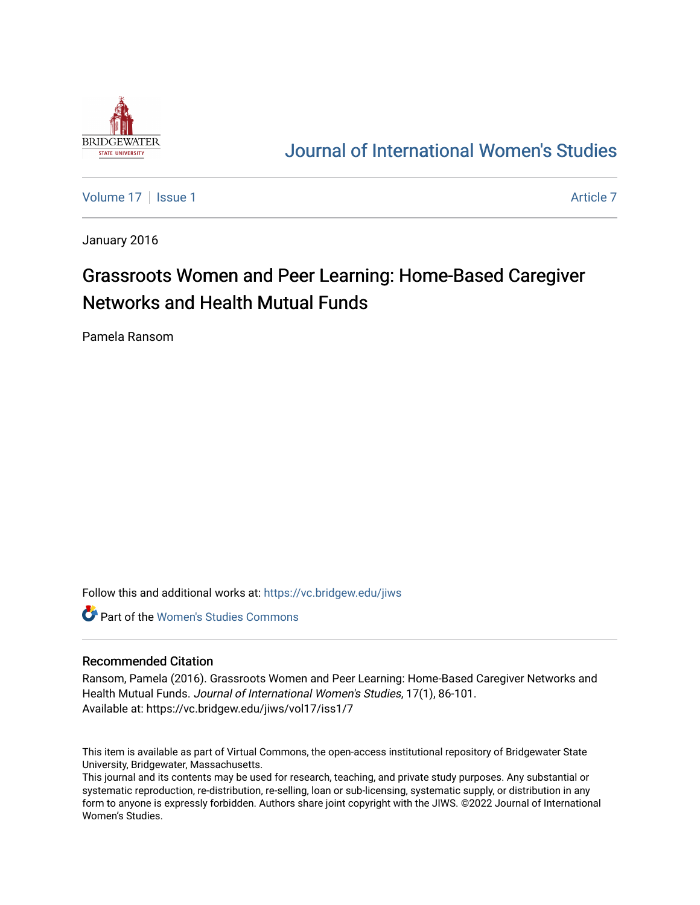# Journal of International Women's Studies

Volume 17 | Issue 1 — Article 7

January 2016

## Grassroots Women and Peer Learning: Home-Based Caregiver Networks and Health Mutual Funds

Pamela Ransom

Follow this and additional works at: https://vc.bridgew.edu/jiws

Part of the Women's Studies Commons

### Recommended Citation

Ransom, Pamela (2016). Grassroots Women and Peer Learning: Home-Based Caregiver Networks and Health Mutual Funds. *Journal of International Women's Studies*, 17(1), 86-101.
Available at: https://vc.bridgew.edu/jiws/vol17/iss1/7

This item is available as part of Virtual Commons, the open-access institutional repository of Bridgewater State University, Bridgewater, Massachusetts.
This journal and its contents may be used for research, teaching, and private study purposes. Any substantial or systematic reproduction, re-distribution, re-selling, loan or sub-licensing, systematic supply, or distribution in any form to anyone is expressly forbidden. Authors share joint copyright with the JIWS. ©2022 Journal of International Women's Studies.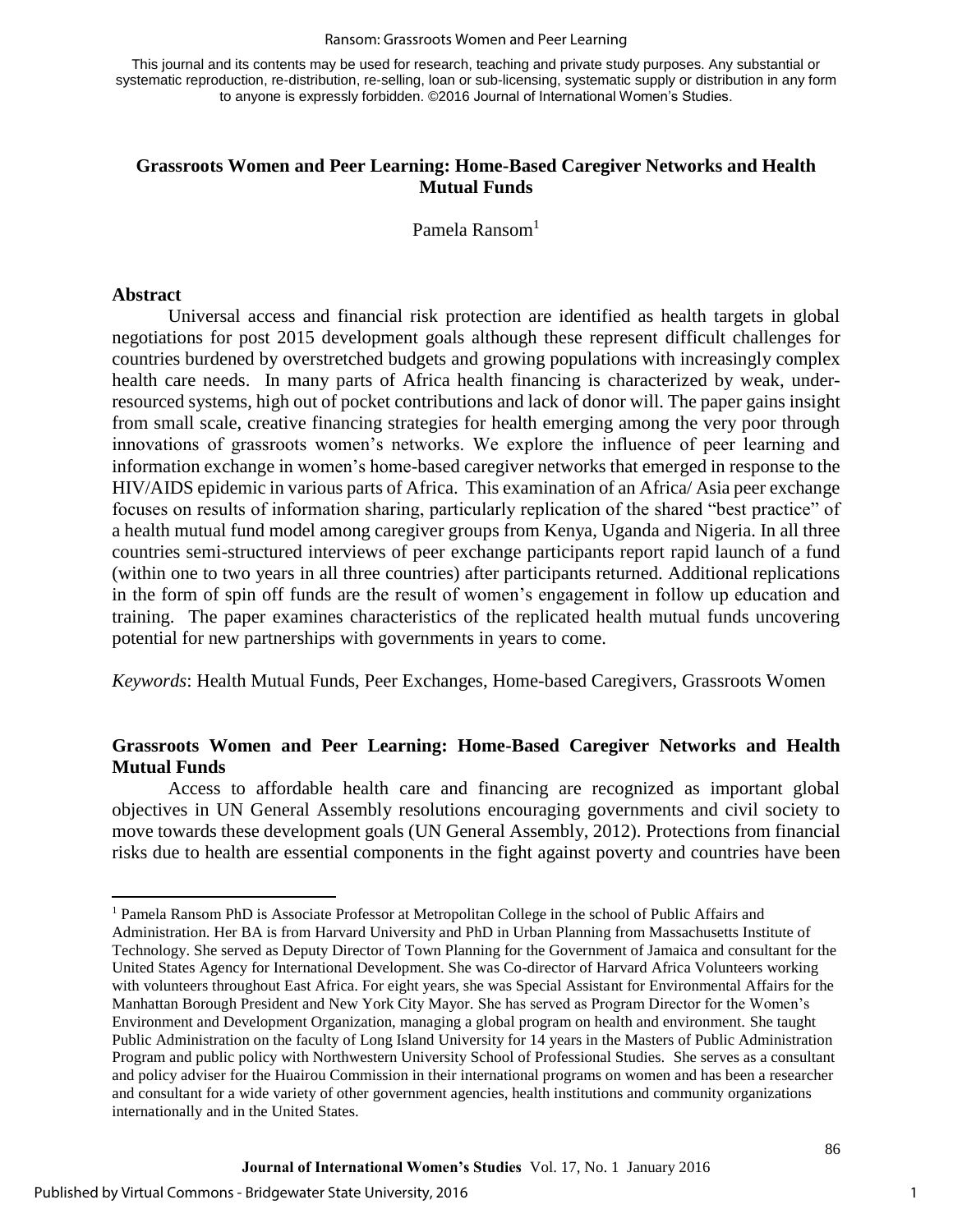This journal and its contents may be used for research, teaching and private study purposes. Any substantial or systematic reproduction, re-distribution, re-selling, loan or sub-licensing, systematic supply or distribution in any form to anyone is expressly forbidden. ©2016 Journal of International Women's Studies.

## Grassroots Women and Peer Learning: Home-Based Caregiver Networks and Health Mutual Funds

Pamela Ransom[1]

### Abstract

Universal access and financial risk protection are identified as health targets in global negotiations for post 2015 development goals although these represent difficult challenges for countries burdened by overstretched budgets and growing populations with increasingly complex health care needs. In many parts of Africa health financing is characterized by weak, under-resourced systems, high out of pocket contributions and lack of donor will. The paper gains insight from small scale, creative financing strategies for health emerging among the very poor through innovations of grassroots women's networks. We explore the influence of peer learning and information exchange in women's home-based caregiver networks that emerged in response to the HIV/AIDS epidemic in various parts of Africa. This examination of an Africa/ Asia peer exchange focuses on results of information sharing, particularly replication of the shared "best practice" of a health mutual fund model among caregiver groups from Kenya, Uganda and Nigeria. In all three countries semi-structured interviews of peer exchange participants report rapid launch of a fund (within one to two years in all three countries) after participants returned. Additional replications in the form of spin off funds are the result of women's engagement in follow up education and training. The paper examines characteristics of the replicated health mutual funds uncovering potential for new partnerships with governments in years to come.

*Keywords*: Health Mutual Funds, Peer Exchanges, Home-based Caregivers, Grassroots Women

### Grassroots Women and Peer Learning: Home-Based Caregiver Networks and Health Mutual Funds

Access to affordable health care and financing are recognized as important global objectives in UN General Assembly resolutions encouraging governments and civil society to move towards these development goals (UN General Assembly, 2012). Protections from financial risks due to health are essential components in the fight against poverty and countries have been

[1] Pamela Ransom PhD is Associate Professor at Metropolitan College in the school of Public Affairs and Administration. Her BA is from Harvard University and PhD in Urban Planning from Massachusetts Institute of Technology. She served as Deputy Director of Town Planning for the Government of Jamaica and consultant for the United States Agency for International Development. She was Co-director of Harvard Africa Volunteers working with volunteers throughout East Africa. For eight years, she was Special Assistant for Environmental Affairs for the Manhattan Borough President and New York City Mayor. She has served as Program Director for the Women's Environment and Development Organization, managing a global program on health and environment. She taught Public Administration on the faculty of Long Island University for 14 years in the Masters of Public Administration Program and public policy with Northwestern University School of Professional Studies. She serves as a consultant and policy adviser for the Huairou Commission in their international programs on women and has been a researcher and consultant for a wide variety of other government agencies, health institutions and community organizations internationally and in the United States.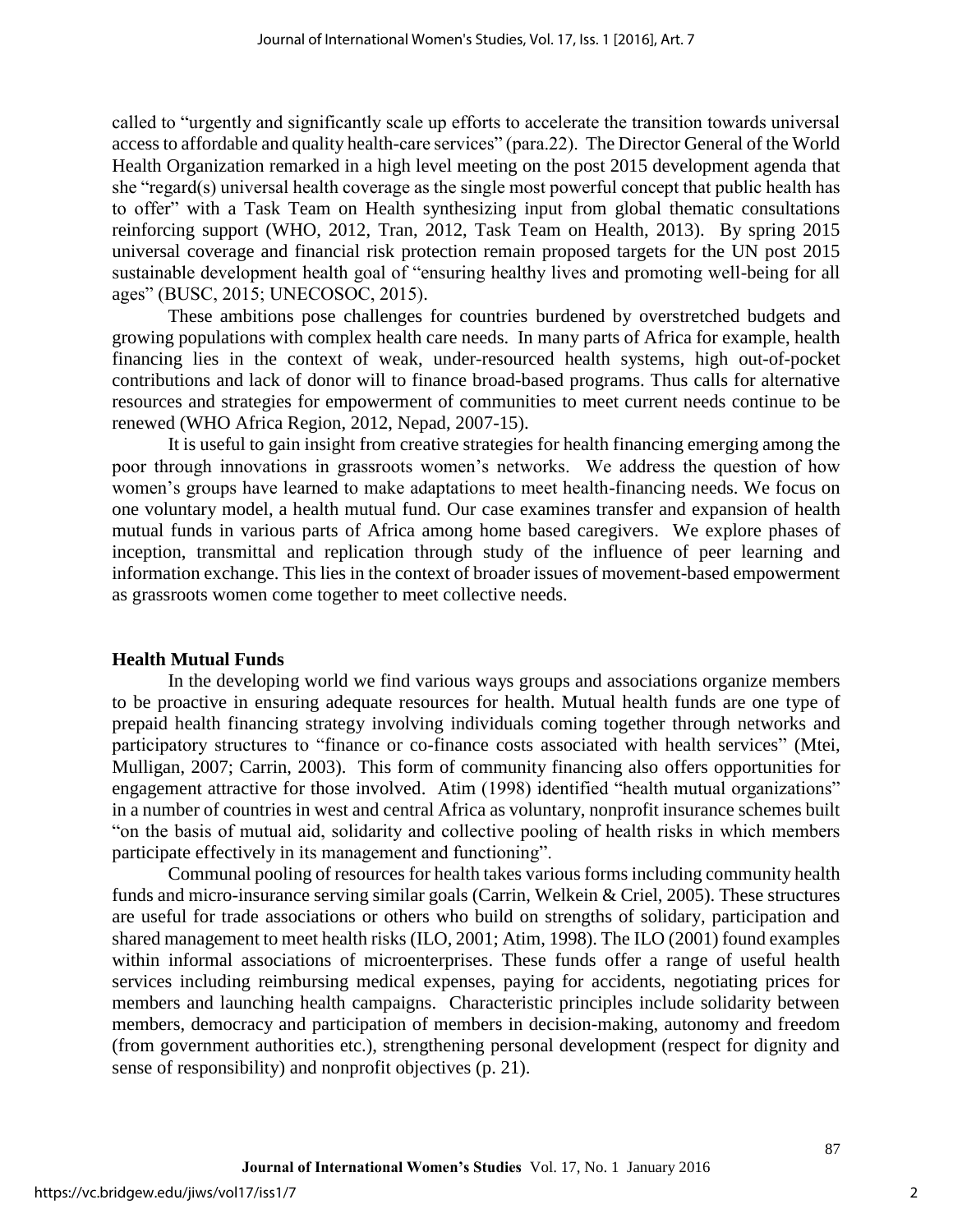called to "urgently and significantly scale up efforts to accelerate the transition towards universal access to affordable and quality health-care services" (para.22). The Director General of the World Health Organization remarked in a high level meeting on the post 2015 development agenda that she "regard(s) universal health coverage as the single most powerful concept that public health has to offer" with a Task Team on Health synthesizing input from global thematic consultations reinforcing support (WHO, 2012, Tran, 2012, Task Team on Health, 2013). By spring 2015 universal coverage and financial risk protection remain proposed targets for the UN post 2015 sustainable development health goal of "ensuring healthy lives and promoting well-being for all ages" (BUSC, 2015; UNECOSOC, 2015).

These ambitions pose challenges for countries burdened by overstretched budgets and growing populations with complex health care needs. In many parts of Africa for example, health financing lies in the context of weak, under-resourced health systems, high out-of-pocket contributions and lack of donor will to finance broad-based programs. Thus calls for alternative resources and strategies for empowerment of communities to meet current needs continue to be renewed (WHO Africa Region, 2012, Nepad, 2007-15).

It is useful to gain insight from creative strategies for health financing emerging among the poor through innovations in grassroots women's networks. We address the question of how women's groups have learned to make adaptations to meet health-financing needs. We focus on one voluntary model, a health mutual fund. Our case examines transfer and expansion of health mutual funds in various parts of Africa among home based caregivers. We explore phases of inception, transmittal and replication through study of the influence of peer learning and information exchange. This lies in the context of broader issues of movement-based empowerment as grassroots women come together to meet collective needs.

## Health Mutual Funds

In the developing world we find various ways groups and associations organize members to be proactive in ensuring adequate resources for health. Mutual health funds are one type of prepaid health financing strategy involving individuals coming together through networks and participatory structures to "finance or co-finance costs associated with health services" (Mtei, Mulligan, 2007; Carrin, 2003). This form of community financing also offers opportunities for engagement attractive for those involved. Atim (1998) identified "health mutual organizations" in a number of countries in west and central Africa as voluntary, nonprofit insurance schemes built "on the basis of mutual aid, solidarity and collective pooling of health risks in which members participate effectively in its management and functioning".

Communal pooling of resources for health takes various forms including community health funds and micro-insurance serving similar goals (Carrin, Welkein & Criel, 2005). These structures are useful for trade associations or others who build on strengths of solidary, participation and shared management to meet health risks (ILO, 2001; Atim, 1998). The ILO (2001) found examples within informal associations of microenterprises. These funds offer a range of useful health services including reimbursing medical expenses, paying for accidents, negotiating prices for members and launching health campaigns. Characteristic principles include solidarity between members, democracy and participation of members in decision-making, autonomy and freedom (from government authorities etc.), strengthening personal development (respect for dignity and sense of responsibility) and nonprofit objectives (p. 21).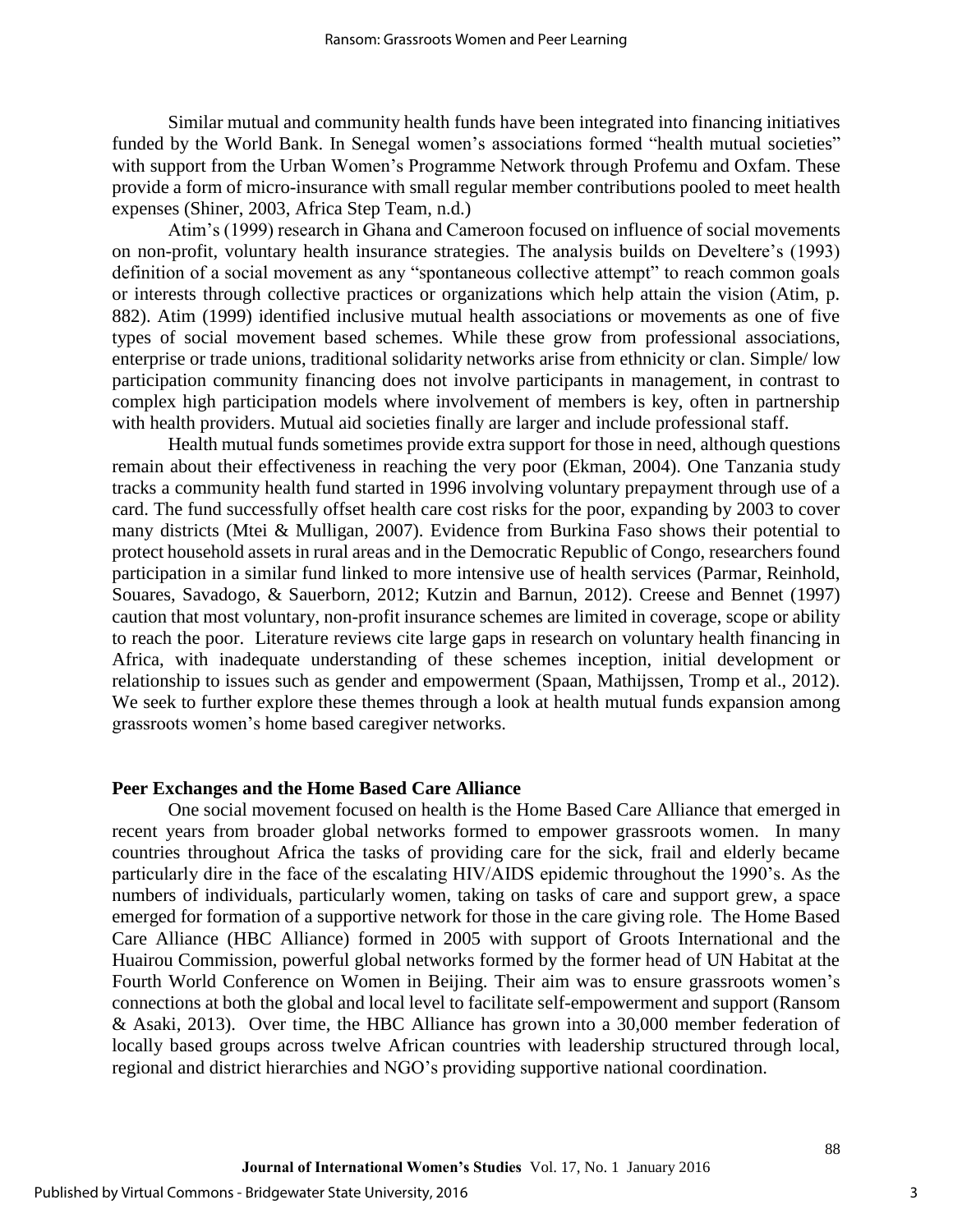Similar mutual and community health funds have been integrated into financing initiatives funded by the World Bank. In Senegal women's associations formed "health mutual societies" with support from the Urban Women's Programme Network through Profemu and Oxfam. These provide a form of micro-insurance with small regular member contributions pooled to meet health expenses (Shiner, 2003, Africa Step Team, n.d.)

Atim's (1999) research in Ghana and Cameroon focused on influence of social movements on non-profit, voluntary health insurance strategies. The analysis builds on Develtere's (1993) definition of a social movement as any "spontaneous collective attempt" to reach common goals or interests through collective practices or organizations which help attain the vision (Atim, p. 882). Atim (1999) identified inclusive mutual health associations or movements as one of five types of social movement based schemes. While these grow from professional associations, enterprise or trade unions, traditional solidarity networks arise from ethnicity or clan. Simple/ low participation community financing does not involve participants in management, in contrast to complex high participation models where involvement of members is key, often in partnership with health providers. Mutual aid societies finally are larger and include professional staff.

Health mutual funds sometimes provide extra support for those in need, although questions remain about their effectiveness in reaching the very poor (Ekman, 2004). One Tanzania study tracks a community health fund started in 1996 involving voluntary prepayment through use of a card. The fund successfully offset health care cost risks for the poor, expanding by 2003 to cover many districts (Mtei & Mulligan, 2007). Evidence from Burkina Faso shows their potential to protect household assets in rural areas and in the Democratic Republic of Congo, researchers found participation in a similar fund linked to more intensive use of health services (Parmar, Reinhold, Souares, Savadogo, & Sauerborn, 2012; Kutzin and Barnun, 2012). Creese and Bennet (1997) caution that most voluntary, non-profit insurance schemes are limited in coverage, scope or ability to reach the poor. Literature reviews cite large gaps in research on voluntary health financing in Africa, with inadequate understanding of these schemes inception, initial development or relationship to issues such as gender and empowerment (Spaan, Mathijssen, Tromp et al., 2012). We seek to further explore these themes through a look at health mutual funds expansion among grassroots women's home based caregiver networks.

## Peer Exchanges and the Home Based Care Alliance

One social movement focused on health is the Home Based Care Alliance that emerged in recent years from broader global networks formed to empower grassroots women. In many countries throughout Africa the tasks of providing care for the sick, frail and elderly became particularly dire in the face of the escalating HIV/AIDS epidemic throughout the 1990's. As the numbers of individuals, particularly women, taking on tasks of care and support grew, a space emerged for formation of a supportive network for those in the care giving role. The Home Based Care Alliance (HBC Alliance) formed in 2005 with support of Groots International and the Huairou Commission, powerful global networks formed by the former head of UN Habitat at the Fourth World Conference on Women in Beijing. Their aim was to ensure grassroots women's connections at both the global and local level to facilitate self-empowerment and support (Ransom & Asaki, 2013). Over time, the HBC Alliance has grown into a 30,000 member federation of locally based groups across twelve African countries with leadership structured through local, regional and district hierarchies and NGO's providing supportive national coordination.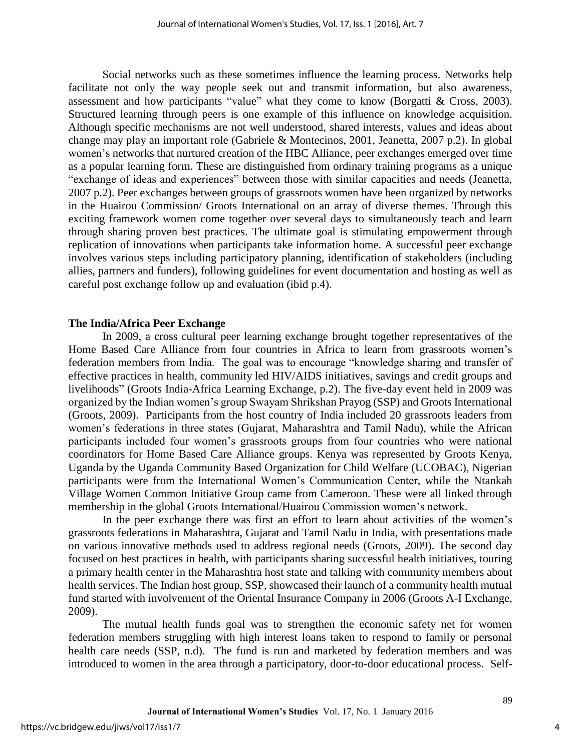Social networks such as these sometimes influence the learning process. Networks help facilitate not only the way people seek out and transmit information, but also awareness, assessment and how participants "value" what they come to know (Borgatti & Cross, 2003). Structured learning through peers is one example of this influence on knowledge acquisition. Although specific mechanisms are not well understood, shared interests, values and ideas about change may play an important role (Gabriele & Montecinos, 2001, Jeanetta, 2007 p.2). In global women's networks that nurtured creation of the HBC Alliance, peer exchanges emerged over time as a popular learning form. These are distinguished from ordinary training programs as a unique "exchange of ideas and experiences" between those with similar capacities and needs (Jeanetta, 2007 p.2). Peer exchanges between groups of grassroots women have been organized by networks in the Huairou Commission/ Groots International on an array of diverse themes. Through this exciting framework women come together over several days to simultaneously teach and learn through sharing proven best practices. The ultimate goal is stimulating empowerment through replication of innovations when participants take information home. A successful peer exchange involves various steps including participatory planning, identification of stakeholders (including allies, partners and funders), following guidelines for event documentation and hosting as well as careful post exchange follow up and evaluation (ibid p.4).

## The India/Africa Peer Exchange

In 2009, a cross cultural peer learning exchange brought together representatives of the Home Based Care Alliance from four countries in Africa to learn from grassroots women's federation members from India. The goal was to encourage "knowledge sharing and transfer of effective practices in health, community led HIV/AIDS initiatives, savings and credit groups and livelihoods" (Groots India-Africa Learning Exchange, p.2). The five-day event held in 2009 was organized by the Indian women's group Swayam Shrikshan Prayog (SSP) and Groots International (Groots, 2009). Participants from the host country of India included 20 grassroots leaders from women's federations in three states (Gujarat, Maharashtra and Tamil Nadu), while the African participants included four women's grassroots groups from four countries who were national coordinators for Home Based Care Alliance groups. Kenya was represented by Groots Kenya, Uganda by the Uganda Community Based Organization for Child Welfare (UCOBAC), Nigerian participants were from the International Women's Communication Center, while the Ntankah Village Women Common Initiative Group came from Cameroon. These were all linked through membership in the global Groots International/Huairou Commission women's network.

In the peer exchange there was first an effort to learn about activities of the women's grassroots federations in Maharashtra, Gujarat and Tamil Nadu in India, with presentations made on various innovative methods used to address regional needs (Groots, 2009). The second day focused on best practices in health, with participants sharing successful health initiatives, touring a primary health center in the Maharashtra host state and talking with community members about health services. The Indian host group, SSP, showcased their launch of a community health mutual fund started with involvement of the Oriental Insurance Company in 2006 (Groots A-I Exchange, 2009).

The mutual health funds goal was to strengthen the economic safety net for women federation members struggling with high interest loans taken to respond to family or personal health care needs (SSP, n.d). The fund is run and marketed by federation members and was introduced to women in the area through a participatory, door-to-door educational process. Self-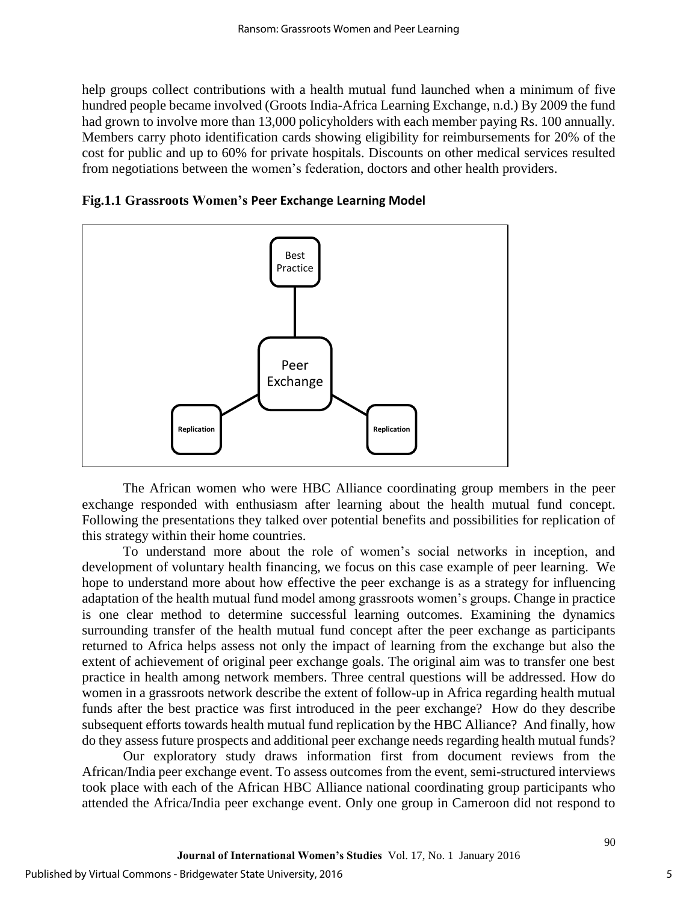help groups collect contributions with a health mutual fund launched when a minimum of five hundred people became involved (Groots India-Africa Learning Exchange, n.d.) By 2009 the fund had grown to involve more than 13,000 policyholders with each member paying Rs. 100 annually. Members carry photo identification cards showing eligibility for reimbursements for 20% of the cost for public and up to 60% for private hospitals. Discounts on other medical services resulted from negotiations between the women's federation, doctors and other health providers.

**Fig.1.1 Grassroots Women's Peer Exchange Learning Model**

Best Practice

Peer Exchange

Replication

Replication

The African women who were HBC Alliance coordinating group members in the peer exchange responded with enthusiasm after learning about the health mutual fund concept. Following the presentations they talked over potential benefits and possibilities for replication of this strategy within their home countries.

To understand more about the role of women's social networks in inception, and development of voluntary health financing, we focus on this case example of peer learning. We hope to understand more about how effective the peer exchange is as a strategy for influencing adaptation of the health mutual fund model among grassroots women's groups. Change in practice is one clear method to determine successful learning outcomes. Examining the dynamics surrounding transfer of the health mutual fund concept after the peer exchange as participants returned to Africa helps assess not only the impact of learning from the exchange but also the extent of achievement of original peer exchange goals. The original aim was to transfer one best practice in health among network members. Three central questions will be addressed. How do women in a grassroots network describe the extent of follow-up in Africa regarding health mutual funds after the best practice was first introduced in the peer exchange? How do they describe subsequent efforts towards health mutual fund replication by the HBC Alliance? And finally, how do they assess future prospects and additional peer exchange needs regarding health mutual funds?

Our exploratory study draws information first from document reviews from the African/India peer exchange event. To assess outcomes from the event, semi-structured interviews took place with each of the African HBC Alliance national coordinating group participants who attended the Africa/India peer exchange event. Only one group in Cameroon did not respond to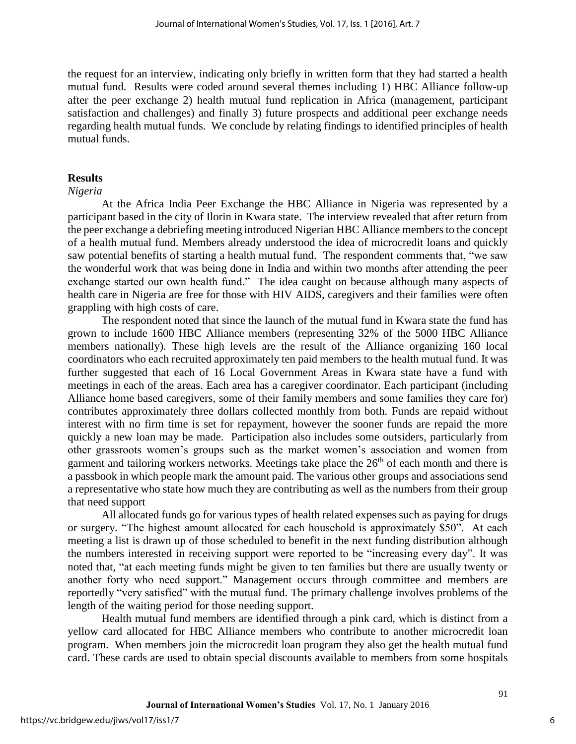the request for an interview, indicating only briefly in written form that they had started a health mutual fund. Results were coded around several themes including 1) HBC Alliance follow-up after the peer exchange 2) health mutual fund replication in Africa (management, participant satisfaction and challenges) and finally 3) future prospects and additional peer exchange needs regarding health mutual funds. We conclude by relating findings to identified principles of health mutual funds.

## Results

### *Nigeria*

At the Africa India Peer Exchange the HBC Alliance in Nigeria was represented by a participant based in the city of Ilorin in Kwara state. The interview revealed that after return from the peer exchange a debriefing meeting introduced Nigerian HBC Alliance members to the concept of a health mutual fund. Members already understood the idea of microcredit loans and quickly saw potential benefits of starting a health mutual fund. The respondent comments that, "we saw the wonderful work that was being done in India and within two months after attending the peer exchange started our own health fund." The idea caught on because although many aspects of health care in Nigeria are free for those with HIV AIDS, caregivers and their families were often grappling with high costs of care.

The respondent noted that since the launch of the mutual fund in Kwara state the fund has grown to include 1600 HBC Alliance members (representing 32% of the 5000 HBC Alliance members nationally). These high levels are the result of the Alliance organizing 160 local coordinators who each recruited approximately ten paid members to the health mutual fund. It was further suggested that each of 16 Local Government Areas in Kwara state have a fund with meetings in each of the areas. Each area has a caregiver coordinator. Each participant (including Alliance home based caregivers, some of their family members and some families they care for) contributes approximately three dollars collected monthly from both. Funds are repaid without interest with no firm time is set for repayment, however the sooner funds are repaid the more quickly a new loan may be made. Participation also includes some outsiders, particularly from other grassroots women's groups such as the market women's association and women from garment and tailoring workers networks. Meetings take place the 26th of each month and there is a passbook in which people mark the amount paid. The various other groups and associations send a representative who state how much they are contributing as well as the numbers from their group that need support

All allocated funds go for various types of health related expenses such as paying for drugs or surgery. "The highest amount allocated for each household is approximately $50". At each meeting a list is drawn up of those scheduled to benefit in the next funding distribution although the numbers interested in receiving support were reported to be "increasing every day". It was noted that, "at each meeting funds might be given to ten families but there are usually twenty or another forty who need support." Management occurs through committee and members are reportedly "very satisfied" with the mutual fund. The primary challenge involves problems of the length of the waiting period for those needing support.

Health mutual fund members are identified through a pink card, which is distinct from a yellow card allocated for HBC Alliance members who contribute to another microcredit loan program. When members join the microcredit loan program they also get the health mutual fund card. These cards are used to obtain special discounts available to members from some hospitals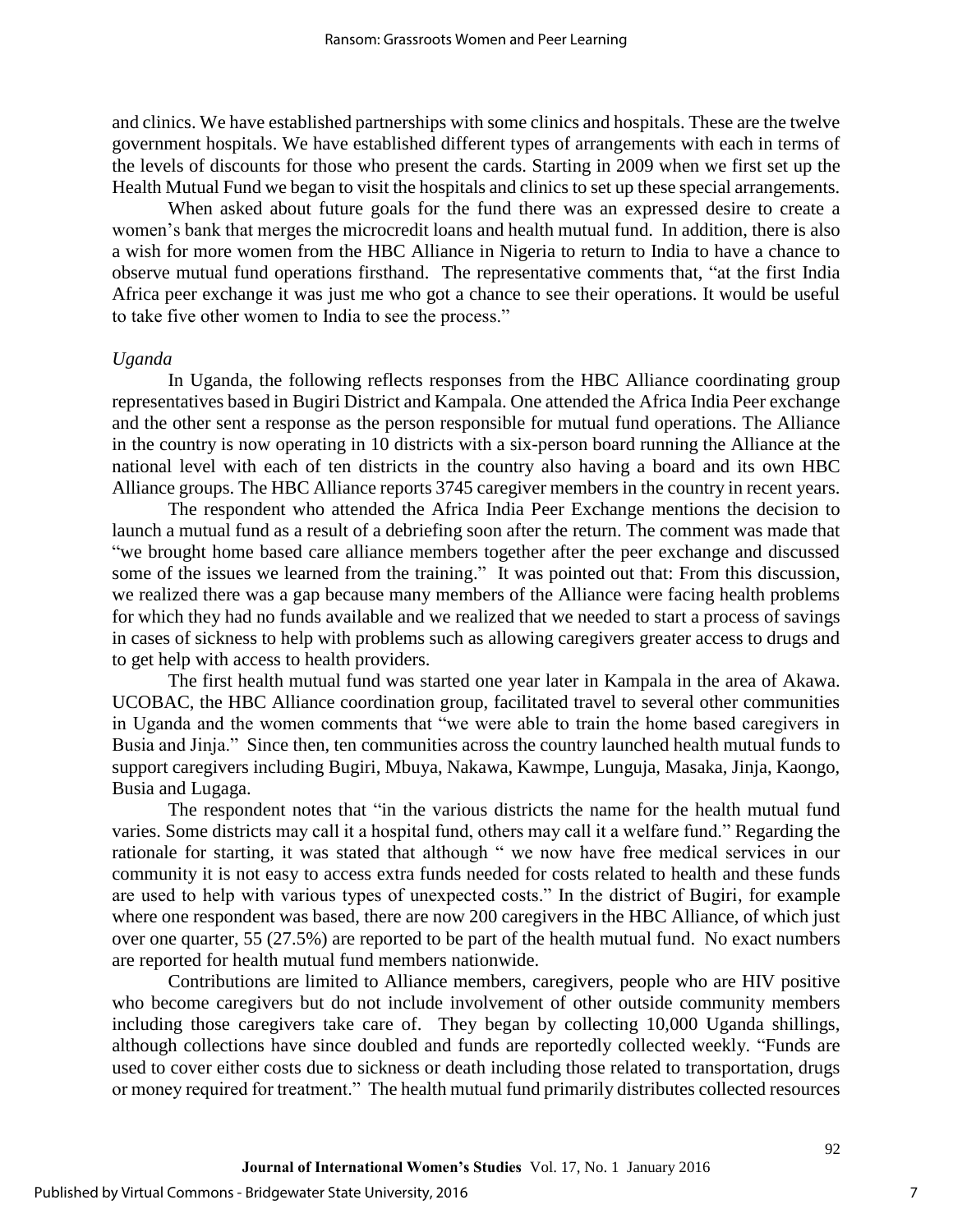and clinics. We have established partnerships with some clinics and hospitals. These are the twelve government hospitals. We have established different types of arrangements with each in terms of the levels of discounts for those who present the cards. Starting in 2009 when we first set up the Health Mutual Fund we began to visit the hospitals and clinics to set up these special arrangements.

When asked about future goals for the fund there was an expressed desire to create a women's bank that merges the microcredit loans and health mutual fund. In addition, there is also a wish for more women from the HBC Alliance in Nigeria to return to India to have a chance to observe mutual fund operations firsthand. The representative comments that, "at the first India Africa peer exchange it was just me who got a chance to see their operations. It would be useful to take five other women to India to see the process."

*Uganda*

In Uganda, the following reflects responses from the HBC Alliance coordinating group representatives based in Bugiri District and Kampala. One attended the Africa India Peer exchange and the other sent a response as the person responsible for mutual fund operations. The Alliance in the country is now operating in 10 districts with a six-person board running the Alliance at the national level with each of ten districts in the country also having a board and its own HBC Alliance groups. The HBC Alliance reports 3745 caregiver members in the country in recent years.

The respondent who attended the Africa India Peer Exchange mentions the decision to launch a mutual fund as a result of a debriefing soon after the return. The comment was made that "we brought home based care alliance members together after the peer exchange and discussed some of the issues we learned from the training." It was pointed out that: From this discussion, we realized there was a gap because many members of the Alliance were facing health problems for which they had no funds available and we realized that we needed to start a process of savings in cases of sickness to help with problems such as allowing caregivers greater access to drugs and to get help with access to health providers.

The first health mutual fund was started one year later in Kampala in the area of Akawa. UCOBAC, the HBC Alliance coordination group, facilitated travel to several other communities in Uganda and the women comments that "we were able to train the home based caregivers in Busia and Jinja." Since then, ten communities across the country launched health mutual funds to support caregivers including Bugiri, Mbuya, Nakawa, Kawmpe, Lunguja, Masaka, Jinja, Kaongo, Busia and Lugaga.

The respondent notes that "in the various districts the name for the health mutual fund varies. Some districts may call it a hospital fund, others may call it a welfare fund." Regarding the rationale for starting, it was stated that although " we now have free medical services in our community it is not easy to access extra funds needed for costs related to health and these funds are used to help with various types of unexpected costs." In the district of Bugiri, for example where one respondent was based, there are now 200 caregivers in the HBC Alliance, of which just over one quarter, 55 (27.5%) are reported to be part of the health mutual fund. No exact numbers are reported for health mutual fund members nationwide.

Contributions are limited to Alliance members, caregivers, people who are HIV positive who become caregivers but do not include involvement of other outside community members including those caregivers take care of. They began by collecting 10,000 Uganda shillings, although collections have since doubled and funds are reportedly collected weekly. "Funds are used to cover either costs due to sickness or death including those related to transportation, drugs or money required for treatment." The health mutual fund primarily distributes collected resources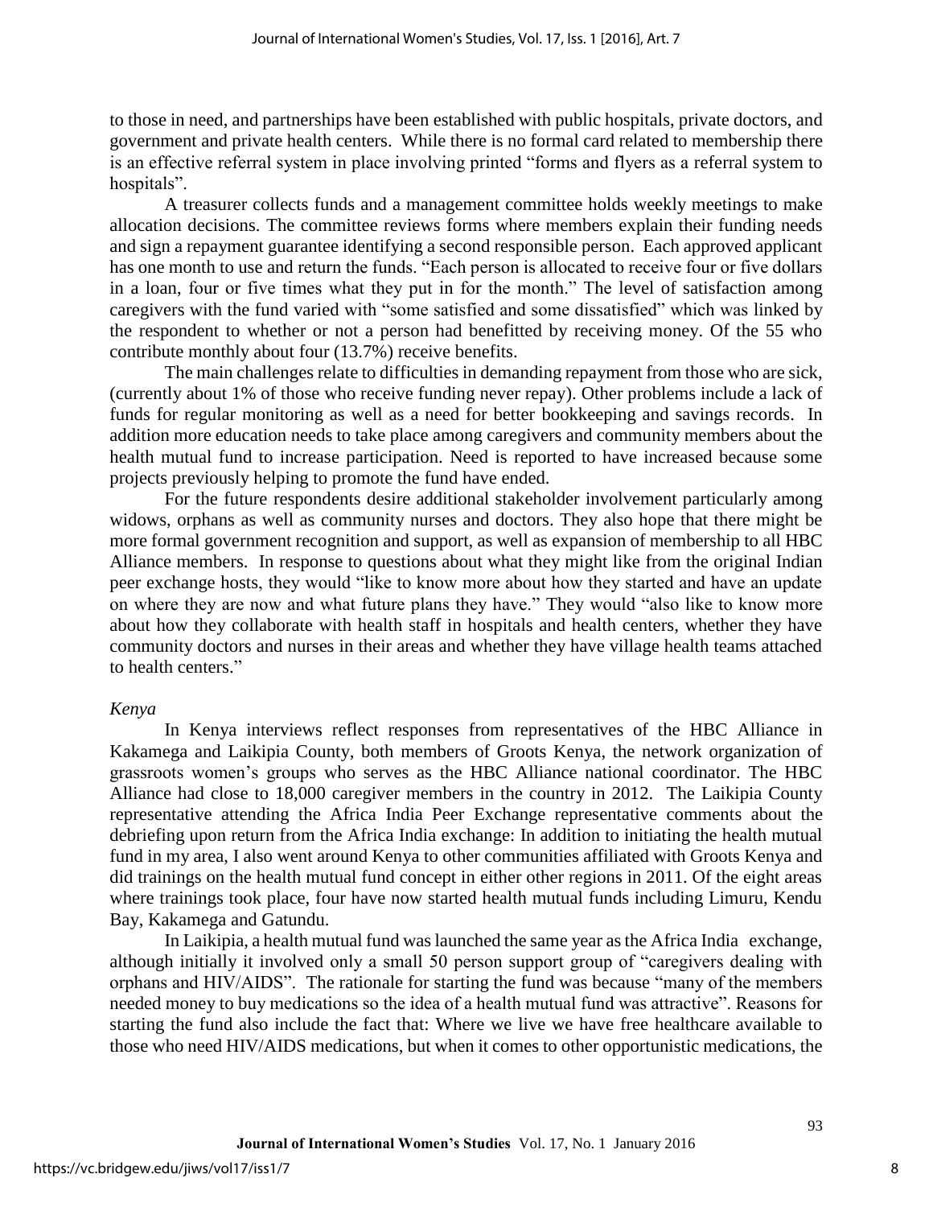to those in need, and partnerships have been established with public hospitals, private doctors, and government and private health centers. While there is no formal card related to membership there is an effective referral system in place involving printed "forms and flyers as a referral system to hospitals".

A treasurer collects funds and a management committee holds weekly meetings to make allocation decisions. The committee reviews forms where members explain their funding needs and sign a repayment guarantee identifying a second responsible person. Each approved applicant has one month to use and return the funds. "Each person is allocated to receive four or five dollars in a loan, four or five times what they put in for the month." The level of satisfaction among caregivers with the fund varied with "some satisfied and some dissatisfied" which was linked by the respondent to whether or not a person had benefitted by receiving money. Of the 55 who contribute monthly about four (13.7%) receive benefits.

The main challenges relate to difficulties in demanding repayment from those who are sick, (currently about 1% of those who receive funding never repay). Other problems include a lack of funds for regular monitoring as well as a need for better bookkeeping and savings records. In addition more education needs to take place among caregivers and community members about the health mutual fund to increase participation. Need is reported to have increased because some projects previously helping to promote the fund have ended.

For the future respondents desire additional stakeholder involvement particularly among widows, orphans as well as community nurses and doctors. They also hope that there might be more formal government recognition and support, as well as expansion of membership to all HBC Alliance members. In response to questions about what they might like from the original Indian peer exchange hosts, they would "like to know more about how they started and have an update on where they are now and what future plans they have." They would "also like to know more about how they collaborate with health staff in hospitals and health centers, whether they have community doctors and nurses in their areas and whether they have village health teams attached to health centers."

*Kenya*

In Kenya interviews reflect responses from representatives of the HBC Alliance in Kakamega and Laikipia County, both members of Groots Kenya, the network organization of grassroots women's groups who serves as the HBC Alliance national coordinator. The HBC Alliance had close to 18,000 caregiver members in the country in 2012. The Laikipia County representative attending the Africa India Peer Exchange representative comments about the debriefing upon return from the Africa India exchange: In addition to initiating the health mutual fund in my area, I also went around Kenya to other communities affiliated with Groots Kenya and did trainings on the health mutual fund concept in either other regions in 2011. Of the eight areas where trainings took place, four have now started health mutual funds including Limuru, Kendu Bay, Kakamega and Gatundu.

In Laikipia, a health mutual fund was launched the same year as the Africa India exchange, although initially it involved only a small 50 person support group of "caregivers dealing with orphans and HIV/AIDS". The rationale for starting the fund was because "many of the members needed money to buy medications so the idea of a health mutual fund was attractive". Reasons for starting the fund also include the fact that: Where we live we have free healthcare available to those who need HIV/AIDS medications, but when it comes to other opportunistic medications, the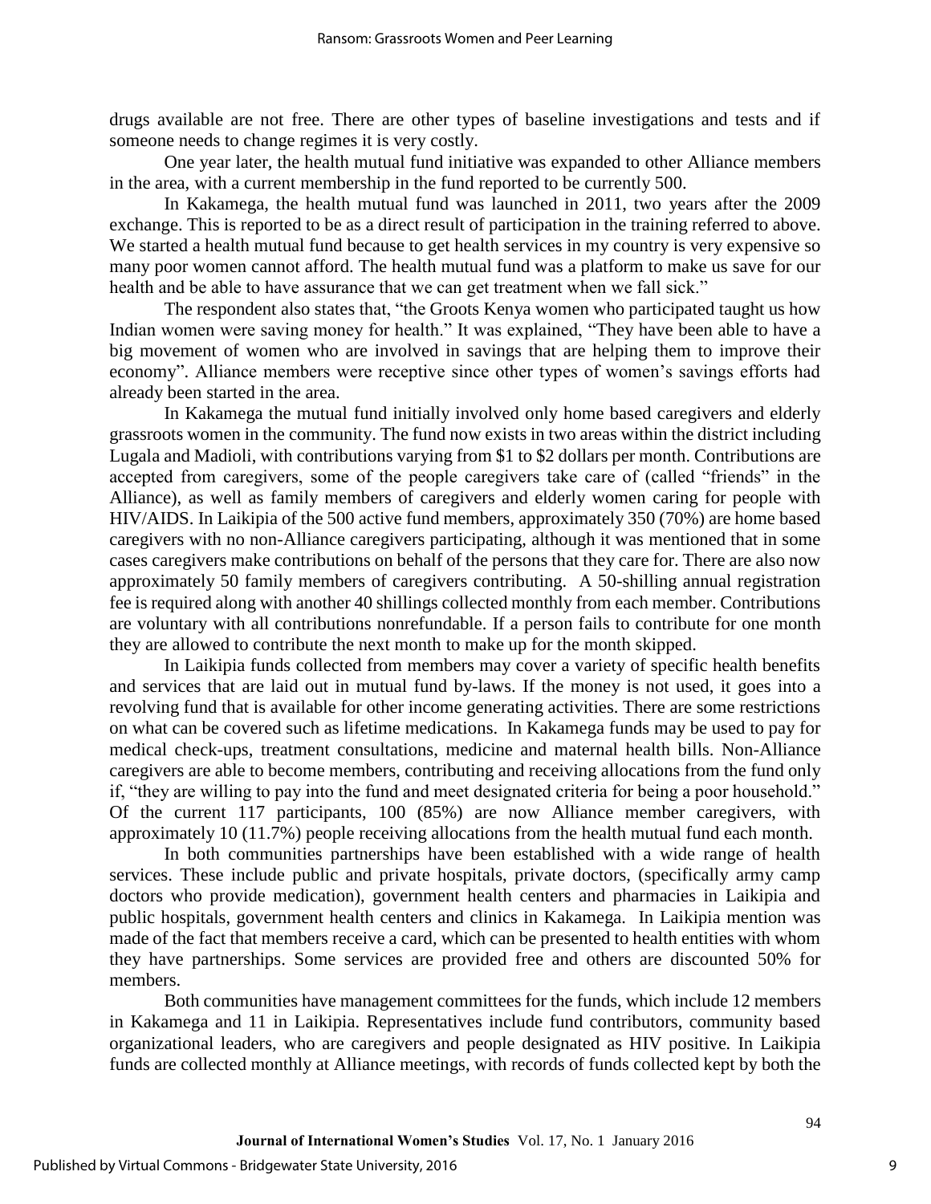drugs available are not free. There are other types of baseline investigations and tests and if someone needs to change regimes it is very costly.

One year later, the health mutual fund initiative was expanded to other Alliance members in the area, with a current membership in the fund reported to be currently 500.

In Kakamega, the health mutual fund was launched in 2011, two years after the 2009 exchange. This is reported to be as a direct result of participation in the training referred to above. We started a health mutual fund because to get health services in my country is very expensive so many poor women cannot afford. The health mutual fund was a platform to make us save for our health and be able to have assurance that we can get treatment when we fall sick."

The respondent also states that, "the Groots Kenya women who participated taught us how Indian women were saving money for health." It was explained, "They have been able to have a big movement of women who are involved in savings that are helping them to improve their economy". Alliance members were receptive since other types of women's savings efforts had already been started in the area.

In Kakamega the mutual fund initially involved only home based caregivers and elderly grassroots women in the community. The fund now exists in two areas within the district including Lugala and Madioli, with contributions varying from $1 to $2 dollars per month. Contributions are accepted from caregivers, some of the people caregivers take care of (called "friends" in the Alliance), as well as family members of caregivers and elderly women caring for people with HIV/AIDS. In Laikipia of the 500 active fund members, approximately 350 (70%) are home based caregivers with no non-Alliance caregivers participating, although it was mentioned that in some cases caregivers make contributions on behalf of the persons that they care for. There are also now approximately 50 family members of caregivers contributing. A 50-shilling annual registration fee is required along with another 40 shillings collected monthly from each member. Contributions are voluntary with all contributions nonrefundable. If a person fails to contribute for one month they are allowed to contribute the next month to make up for the month skipped.

In Laikipia funds collected from members may cover a variety of specific health benefits and services that are laid out in mutual fund by-laws. If the money is not used, it goes into a revolving fund that is available for other income generating activities. There are some restrictions on what can be covered such as lifetime medications. In Kakamega funds may be used to pay for medical check-ups, treatment consultations, medicine and maternal health bills. Non-Alliance caregivers are able to become members, contributing and receiving allocations from the fund only if, "they are willing to pay into the fund and meet designated criteria for being a poor household." Of the current 117 participants, 100 (85%) are now Alliance member caregivers, with approximately 10 (11.7%) people receiving allocations from the health mutual fund each month.

In both communities partnerships have been established with a wide range of health services. These include public and private hospitals, private doctors, (specifically army camp doctors who provide medication), government health centers and pharmacies in Laikipia and public hospitals, government health centers and clinics in Kakamega. In Laikipia mention was made of the fact that members receive a card, which can be presented to health entities with whom they have partnerships. Some services are provided free and others are discounted 50% for members.

Both communities have management committees for the funds, which include 12 members in Kakamega and 11 in Laikipia. Representatives include fund contributors, community based organizational leaders, who are caregivers and people designated as HIV positive. In Laikipia funds are collected monthly at Alliance meetings, with records of funds collected kept by both the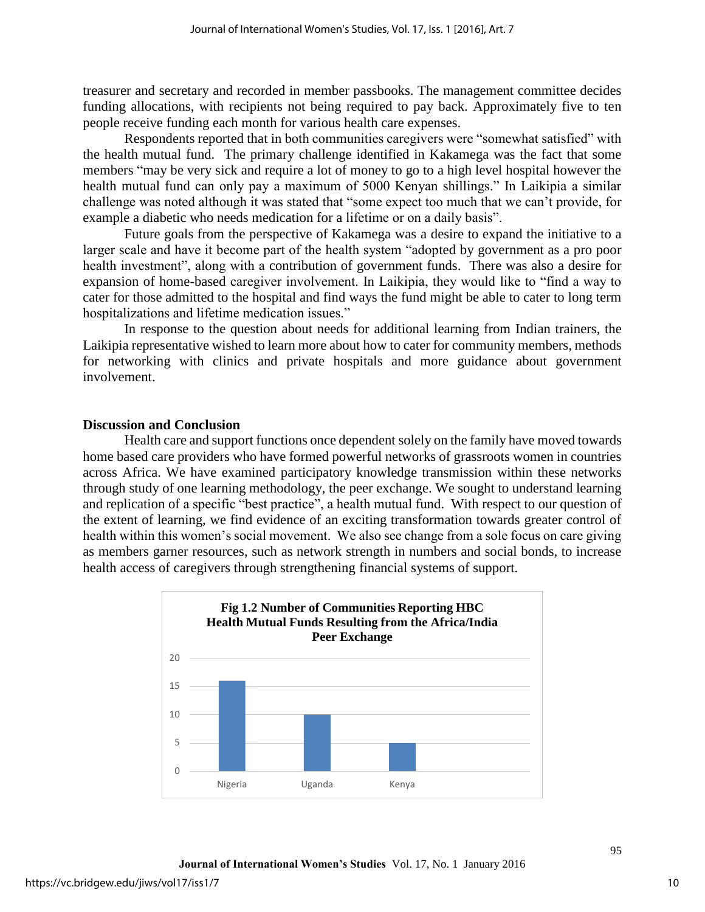treasurer and secretary and recorded in member passbooks. The management committee decides funding allocations, with recipients not being required to pay back. Approximately five to ten people receive funding each month for various health care expenses.

Respondents reported that in both communities caregivers were "somewhat satisfied" with the health mutual fund. The primary challenge identified in Kakamega was the fact that some members "may be very sick and require a lot of money to go to a high level hospital however the health mutual fund can only pay a maximum of 5000 Kenyan shillings." In Laikipia a similar challenge was noted although it was stated that "some expect too much that we can't provide, for example a diabetic who needs medication for a lifetime or on a daily basis".

Future goals from the perspective of Kakamega was a desire to expand the initiative to a larger scale and have it become part of the health system "adopted by government as a pro poor health investment", along with a contribution of government funds. There was also a desire for expansion of home-based caregiver involvement. In Laikipia, they would like to "find a way to cater for those admitted to the hospital and find ways the fund might be able to cater to long term hospitalizations and lifetime medication issues."

In response to the question about needs for additional learning from Indian trainers, the Laikipia representative wished to learn more about how to cater for community members, methods for networking with clinics and private hospitals and more guidance about government involvement.

## Discussion and Conclusion

Health care and support functions once dependent solely on the family have moved towards home based care providers who have formed powerful networks of grassroots women in countries across Africa. We have examined participatory knowledge transmission within these networks through study of one learning methodology, the peer exchange. We sought to understand learning and replication of a specific "best practice", a health mutual fund. With respect to our question of the extent of learning, we find evidence of an exciting transformation towards greater control of health within this women's social movement. We also see change from a sole focus on care giving as members garner resources, such as network strength in numbers and social bonds, to increase health access of caregivers through strengthening financial systems of support.

**Fig 1.2 Number of Communities Reporting HBC Health Mutual Funds Resulting from the Africa/India Peer Exchange**

| Country | Number of Communities |
|---|---|
| Nigeria | 16 |
| Uganda | 10 |
| Kenya | 5 |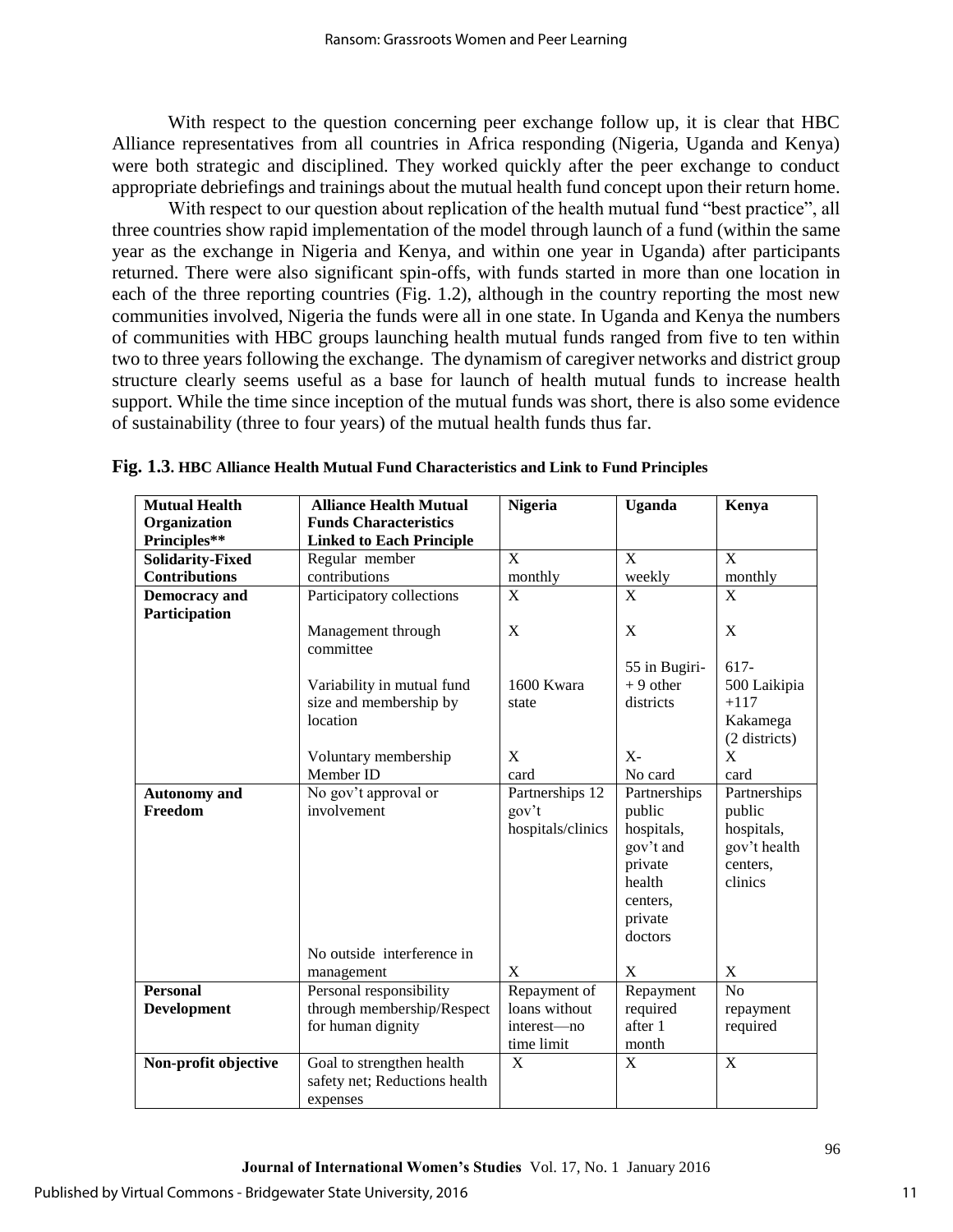With respect to the question concerning peer exchange follow up, it is clear that HBC Alliance representatives from all countries in Africa responding (Nigeria, Uganda and Kenya) were both strategic and disciplined. They worked quickly after the peer exchange to conduct appropriate debriefings and trainings about the mutual health fund concept upon their return home.

With respect to our question about replication of the health mutual fund "best practice", all three countries show rapid implementation of the model through launch of a fund (within the same year as the exchange in Nigeria and Kenya, and within one year in Uganda) after participants returned. There were also significant spin-offs, with funds started in more than one location in each of the three reporting countries (Fig. 1.2), although in the country reporting the most new communities involved, Nigeria the funds were all in one state. In Uganda and Kenya the numbers of communities with HBC groups launching health mutual funds ranged from five to ten within two to three years following the exchange. The dynamism of caregiver networks and district group structure clearly seems useful as a base for launch of health mutual funds to increase health support. While the time since inception of the mutual funds was short, there is also some evidence of sustainability (three to four years) of the mutual health funds thus far.

**Fig. 1.3. HBC Alliance Health Mutual Fund Characteristics and Link to Fund Principles**

| Mutual Health Organization Principles** | Alliance Health Mutual Funds Characteristics Linked to Each Principle | Nigeria | Uganda | Kenya |
|---|---|---|---|---|
| **Solidarity-Fixed Contributions** | Regular member contributions | X monthly | X weekly | X monthly |
| **Democracy and Participation** | Participatory collections | X | X | X |
| | Management through committee | X | X | X |
| | Variability in mutual fund size and membership by location | 1600 Kwara state | 55 in Bugiri- + 9 other districts | 617- 500 Laikipia +117 Kakamega (2 districts) |
| | Voluntary membership Member ID | X card | X- No card | X card |
| **Autonomy and Freedom** | No gov't approval or involvement | Partnerships 12 gov't hospitals/clinics | Partnerships public hospitals, gov't and private health centers, private doctors | Partnerships public hospitals, gov't health centers, clinics |
| | No outside interference in management | X | X | X |
| **Personal Development** | Personal responsibility through membership/Respect for human dignity | Repayment of loans without interest—no time limit | Repayment required after 1 month | No repayment required |
| **Non-profit objective** | Goal to strengthen health safety net; Reductions health expenses | X | X | X |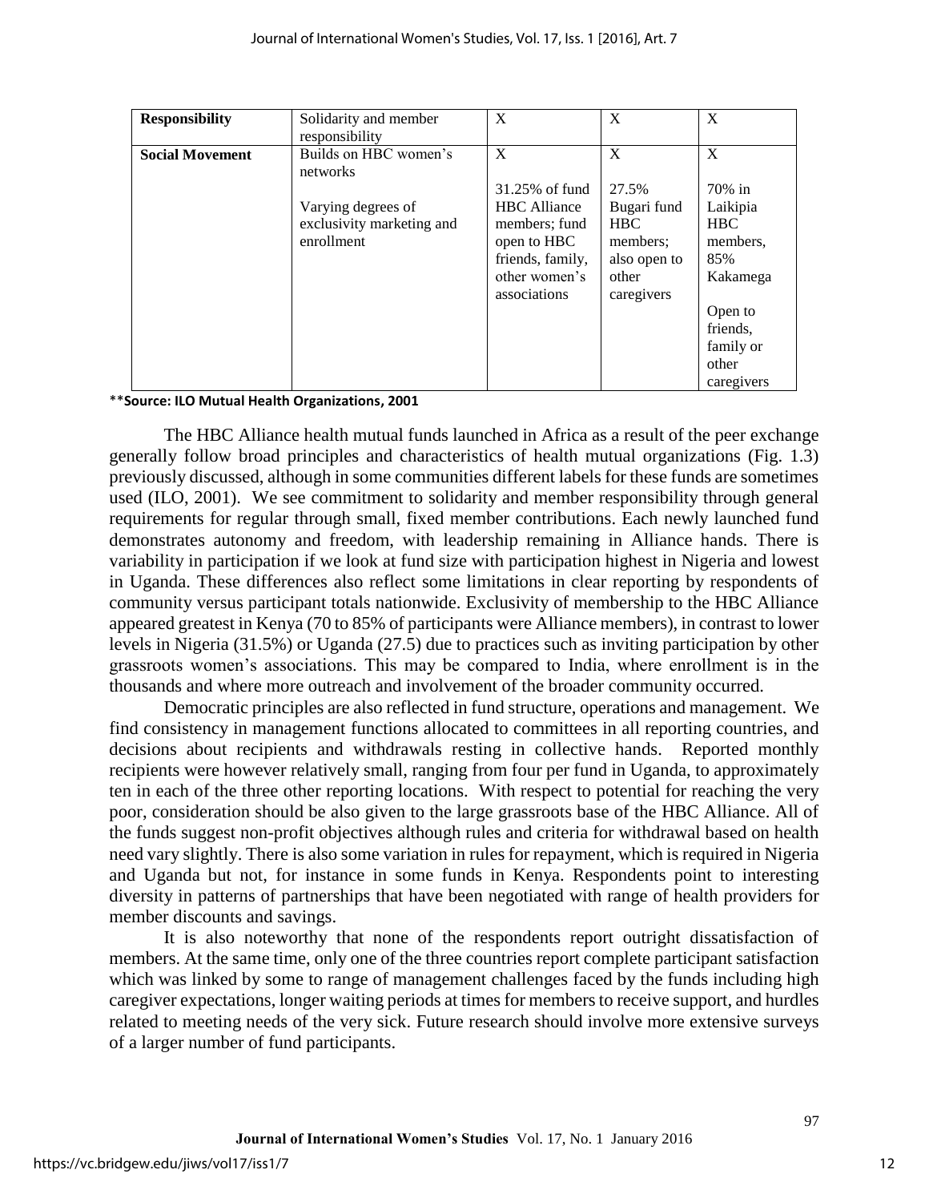| **Responsibility** | Solidarity and member responsibility | X | X | X |
|---|---|---|---|---|
| **Social Movement** | Builds on HBC women's networks<br><br>Varying degrees of exclusivity marketing and enrollment | X<br><br>31.25% of fund HBC Alliance members; fund open to HBC friends, family, other women's associations | X<br><br>27.5% Bugari fund HBC members; also open to other caregivers | X<br><br>70% in Laikipia HBC members, 85% Kakamega<br><br>Open to friends, family or other caregivers |

**Source: ILO Mutual Health Organizations, 2001

The HBC Alliance health mutual funds launched in Africa as a result of the peer exchange generally follow broad principles and characteristics of health mutual organizations (Fig. 1.3) previously discussed, although in some communities different labels for these funds are sometimes used (ILO, 2001). We see commitment to solidarity and member responsibility through general requirements for regular through small, fixed member contributions. Each newly launched fund demonstrates autonomy and freedom, with leadership remaining in Alliance hands. There is variability in participation if we look at fund size with participation highest in Nigeria and lowest in Uganda. These differences also reflect some limitations in clear reporting by respondents of community versus participant totals nationwide. Exclusivity of membership to the HBC Alliance appeared greatest in Kenya (70 to 85% of participants were Alliance members), in contrast to lower levels in Nigeria (31.5%) or Uganda (27.5) due to practices such as inviting participation by other grassroots women's associations. This may be compared to India, where enrollment is in the thousands and where more outreach and involvement of the broader community occurred.

Democratic principles are also reflected in fund structure, operations and management. We find consistency in management functions allocated to committees in all reporting countries, and decisions about recipients and withdrawals resting in collective hands. Reported monthly recipients were however relatively small, ranging from four per fund in Uganda, to approximately ten in each of the three other reporting locations. With respect to potential for reaching the very poor, consideration should be also given to the large grassroots base of the HBC Alliance. All of the funds suggest non-profit objectives although rules and criteria for withdrawal based on health need vary slightly. There is also some variation in rules for repayment, which is required in Nigeria and Uganda but not, for instance in some funds in Kenya. Respondents point to interesting diversity in patterns of partnerships that have been negotiated with range of health providers for member discounts and savings.

It is also noteworthy that none of the respondents report outright dissatisfaction of members. At the same time, only one of the three countries report complete participant satisfaction which was linked by some to range of management challenges faced by the funds including high caregiver expectations, longer waiting periods at times for members to receive support, and hurdles related to meeting needs of the very sick. Future research should involve more extensive surveys of a larger number of fund participants.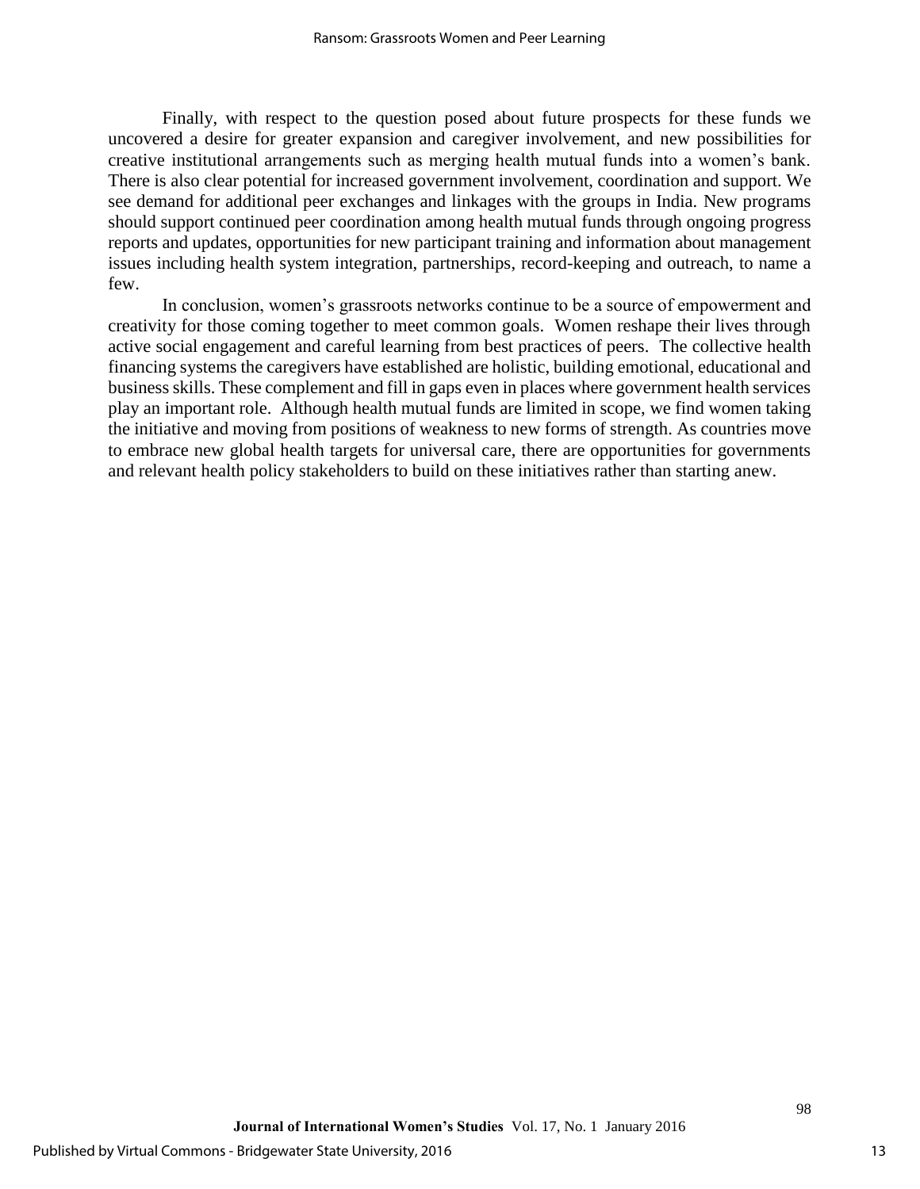Finally, with respect to the question posed about future prospects for these funds we uncovered a desire for greater expansion and caregiver involvement, and new possibilities for creative institutional arrangements such as merging health mutual funds into a women's bank. There is also clear potential for increased government involvement, coordination and support. We see demand for additional peer exchanges and linkages with the groups in India. New programs should support continued peer coordination among health mutual funds through ongoing progress reports and updates, opportunities for new participant training and information about management issues including health system integration, partnerships, record-keeping and outreach, to name a few.

In conclusion, women's grassroots networks continue to be a source of empowerment and creativity for those coming together to meet common goals. Women reshape their lives through active social engagement and careful learning from best practices of peers. The collective health financing systems the caregivers have established are holistic, building emotional, educational and business skills. These complement and fill in gaps even in places where government health services play an important role. Although health mutual funds are limited in scope, we find women taking the initiative and moving from positions of weakness to new forms of strength. As countries move to embrace new global health targets for universal care, there are opportunities for governments and relevant health policy stakeholders to build on these initiatives rather than starting anew.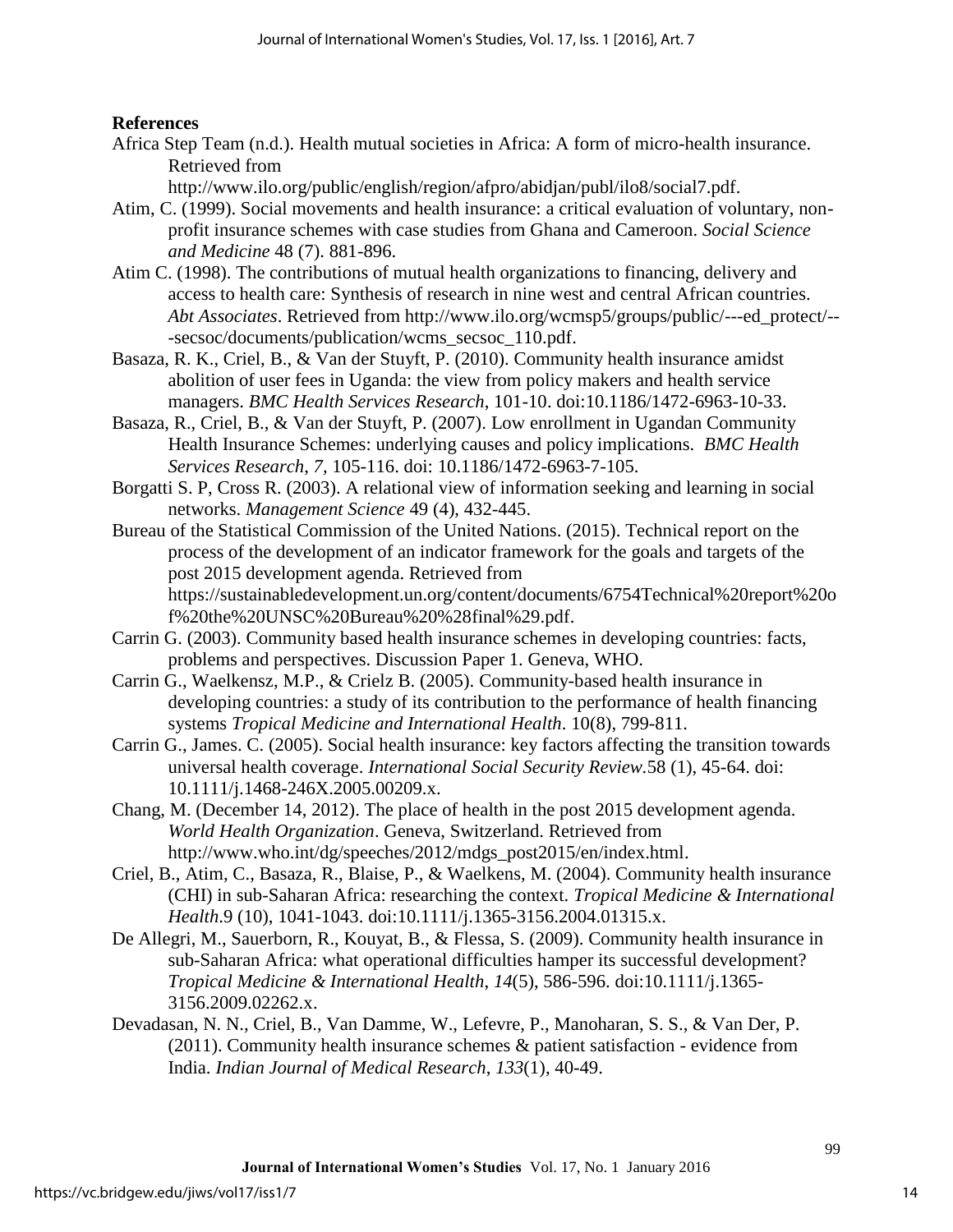**References**

Africa Step Team (n.d.). Health mutual societies in Africa: A form of micro-health insurance. Retrieved from http://www.ilo.org/public/english/region/afpro/abidjan/publ/ilo8/social7.pdf.

Atim, C. (1999). Social movements and health insurance: a critical evaluation of voluntary, non-profit insurance schemes with case studies from Ghana and Cameroon. *Social Science and Medicine* 48 (7). 881-896.

Atim C. (1998). The contributions of mutual health organizations to financing, delivery and access to health care: Synthesis of research in nine west and central African countries. *Abt Associates*. Retrieved from http://www.ilo.org/wcmsp5/groups/public/---ed_protect/---secsoc/documents/publication/wcms_secsoc_110.pdf.

Basaza, R. K., Criel, B., & Van der Stuyft, P. (2010). Community health insurance amidst abolition of user fees in Uganda: the view from policy makers and health service managers. *BMC Health Services Research*, 101-10. doi:10.1186/1472-6963-10-33.

Basaza, R., Criel, B., & Van der Stuyft, P. (2007). Low enrollment in Ugandan Community Health Insurance Schemes: underlying causes and policy implications. *BMC Health Services Research*, *7*, 105-116. doi: 10.1186/1472-6963-7-105.

Borgatti S. P, Cross R. (2003). A relational view of information seeking and learning in social networks. *Management Science* 49 (4), 432-445.

Bureau of the Statistical Commission of the United Nations. (2015). Technical report on the process of the development of an indicator framework for the goals and targets of the post 2015 development agenda. Retrieved from https://sustainabledevelopment.un.org/content/documents/6754Technical%20report%20of%20the%20UNSC%20Bureau%20%28final%29.pdf.

Carrin G. (2003). Community based health insurance schemes in developing countries: facts, problems and perspectives. Discussion Paper 1. Geneva, WHO.

Carrin G., Waelkensz, M.P., & Crielz B. (2005). Community-based health insurance in developing countries: a study of its contribution to the performance of health financing systems *Tropical Medicine and International Health*. 10(8), 799-811.

Carrin G., James. C. (2005). Social health insurance: key factors affecting the transition towards universal health coverage. *International Social Security Review*.58 (1), 45-64. doi: 10.1111/j.1468-246X.2005.00209.x.

Chang, M. (December 14, 2012). The place of health in the post 2015 development agenda. *World Health Organization*. Geneva, Switzerland. Retrieved from http://www.who.int/dg/speeches/2012/mdgs_post2015/en/index.html.

Criel, B., Atim, C., Basaza, R., Blaise, P., & Waelkens, M. (2004). Community health insurance (CHI) in sub-Saharan Africa: researching the context. *Tropical Medicine & International Health*.9 (10), 1041-1043. doi:10.1111/j.1365-3156.2004.01315.x.

De Allegri, M., Sauerborn, R., Kouyat, B., & Flessa, S. (2009). Community health insurance in sub-Saharan Africa: what operational difficulties hamper its successful development? *Tropical Medicine & International Health*, *14*(5), 586-596. doi:10.1111/j.1365-3156.2009.02262.x.

Devadasan, N. N., Criel, B., Van Damme, W., Lefevre, P., Manoharan, S. S., & Van Der, P. (2011). Community health insurance schemes & patient satisfaction - evidence from India. *Indian Journal of Medical Research*, *133*(1), 40-49.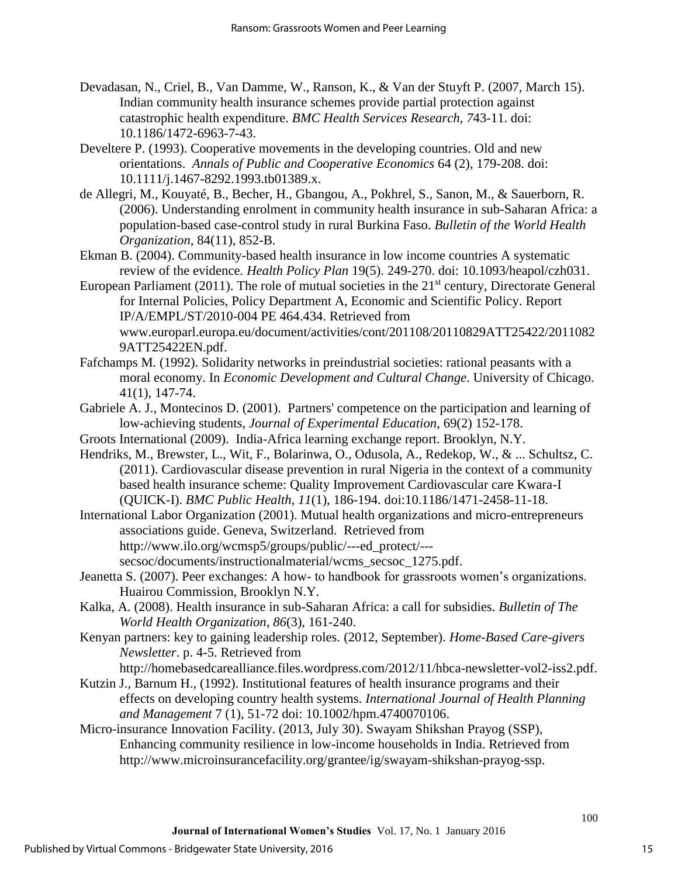Devadasan, N., Criel, B., Van Damme, W., Ranson, K., & Van der Stuyft P. (2007, March 15). Indian community health insurance schemes provide partial protection against catastrophic health expenditure. *BMC Health Services Research*, *7*43-11. doi: 10.1186/1472-6963-7-43.

Develtere P. (1993). Cooperative movements in the developing countries. Old and new orientations. *Annals of Public and Cooperative Economics* 64 (2), 179-208. doi: 10.1111/j.1467-8292.1993.tb01389.x.

de Allegri, M., Kouyaté, B., Becher, H., Gbangou, A., Pokhrel, S., Sanon, M., & Sauerborn, R. (2006). Understanding enrolment in community health insurance in sub-Saharan Africa: a population-based case-control study in rural Burkina Faso. *Bulletin of the World Health Organization*, 84(11), 852-B.

Ekman B. (2004). Community-based health insurance in low income countries A systematic review of the evidence. *Health Policy Plan* 19(5). 249-270. doi: 10.1093/heapol/czh031.

European Parliament (2011). The role of mutual societies in the 21st century, Directorate General for Internal Policies, Policy Department A, Economic and Scientific Policy. Report IP/A/EMPL/ST/2010-004 PE 464.434. Retrieved from www.europarl.europa.eu/document/activities/cont/201108/20110829ATT25422/20110829ATT25422EN.pdf.

Fafchamps M. (1992). Solidarity networks in preindustrial societies: rational peasants with a moral economy. In *Economic Development and Cultural Change*. University of Chicago. 41(1), 147-74.

Gabriele A. J., Montecinos D. (2001). Partners' competence on the participation and learning of low-achieving students, *Journal of Experimental Education*, 69(2) 152-178.

Groots International (2009). India-Africa learning exchange report. Brooklyn, N.Y.

Hendriks, M., Brewster, L., Wit, F., Bolarinwa, O., Odusola, A., Redekop, W., & ... Schultsz, C. (2011). Cardiovascular disease prevention in rural Nigeria in the context of a community based health insurance scheme: Quality Improvement Cardiovascular care Kwara-I (QUICK-I). *BMC Public Health*, *11*(1), 186-194. doi:10.1186/1471-2458-11-18.

International Labor Organization (2001). Mutual health organizations and micro-entrepreneurs associations guide. Geneva, Switzerland. Retrieved from http://www.ilo.org/wcmsp5/groups/public/---ed_protect/---secsoc/documents/instructionalmaterial/wcms_secsoc_1275.pdf.

Jeanetta S. (2007). Peer exchanges: A how- to handbook for grassroots women's organizations. Huairou Commission, Brooklyn N.Y.

Kalka, A. (2008). Health insurance in sub-Saharan Africa: a call for subsidies. *Bulletin of The World Health Organization*, *86*(3), 161-240.

Kenyan partners: key to gaining leadership roles. (2012, September). *Home-Based Care-givers Newsletter*. p. 4-5. Retrieved from http://homebasedcarealliance.files.wordpress.com/2012/11/hbca-newsletter-vol2-iss2.pdf.

Kutzin J., Barnum H., (1992). Institutional features of health insurance programs and their effects on developing country health systems. *International Journal of Health Planning and Management* 7 (1), 51-72 doi: 10.1002/hpm.4740070106.

Micro-insurance Innovation Facility. (2013, July 30). Swayam Shikshan Prayog (SSP), Enhancing community resilience in low-income households in India. Retrieved from http://www.microinsurancefacility.org/grantee/ig/swayam-shikshan-prayog-ssp.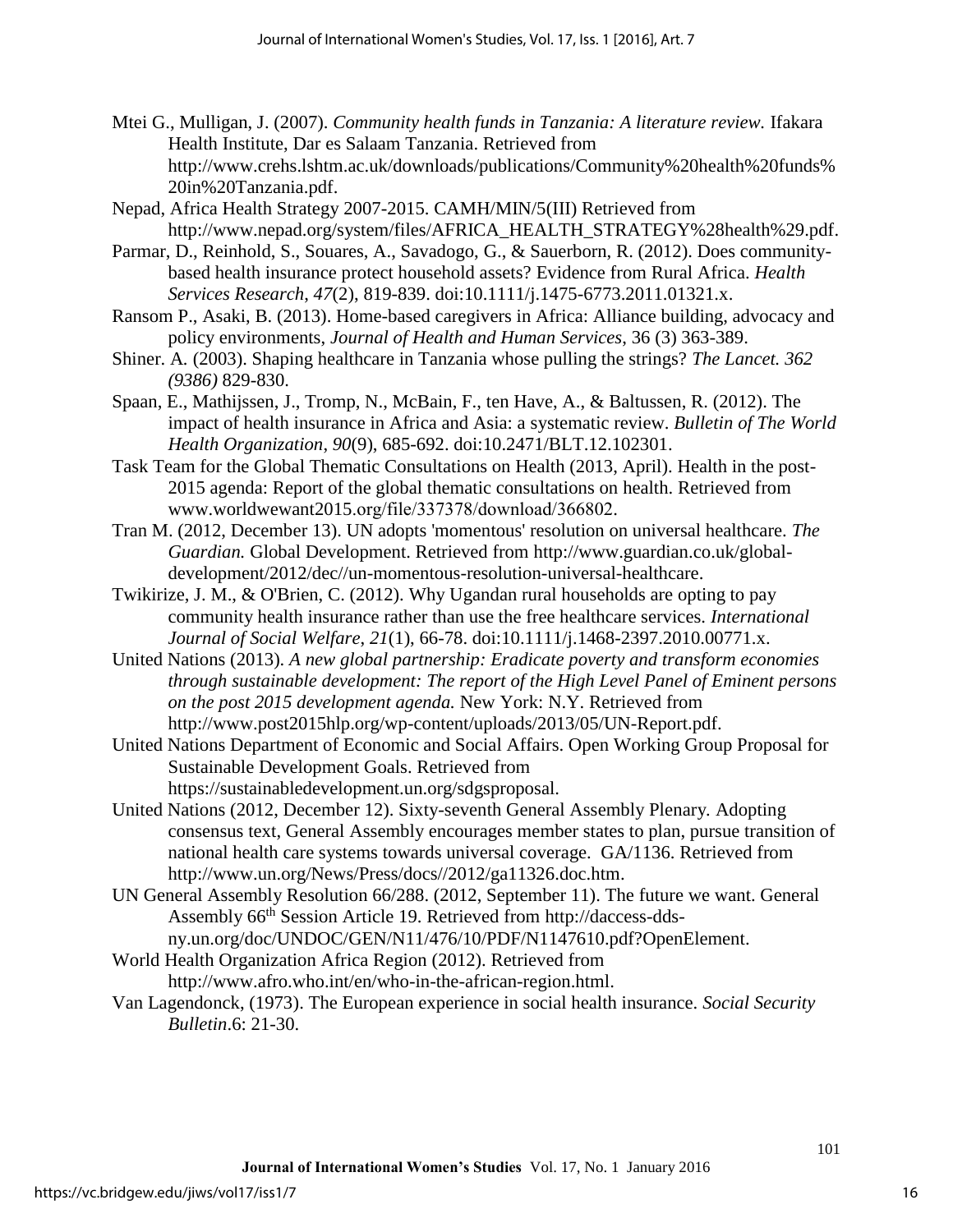Mtei G., Mulligan, J. (2007). *Community health funds in Tanzania: A literature review.* Ifakara Health Institute, Dar es Salaam Tanzania. Retrieved from http://www.crehs.lshtm.ac.uk/downloads/publications/Community%20health%20funds%20in%20Tanzania.pdf.

Nepad, Africa Health Strategy 2007-2015. CAMH/MIN/5(III) Retrieved from http://www.nepad.org/system/files/AFRICA_HEALTH_STRATEGY%28health%29.pdf.

Parmar, D., Reinhold, S., Souares, A., Savadogo, G., & Sauerborn, R. (2012). Does community-based health insurance protect household assets? Evidence from Rural Africa. *Health Services Research*, *47*(2), 819-839. doi:10.1111/j.1475-6773.2011.01321.x.

Ransom P., Asaki, B. (2013). Home-based caregivers in Africa: Alliance building, advocacy and policy environments, *Journal of Health and Human Services*, 36 (3) 363-389.

Shiner. A. (2003). Shaping healthcare in Tanzania whose pulling the strings? *The Lancet. 362 (9386)* 829-830.

Spaan, E., Mathijssen, J., Tromp, N., McBain, F., ten Have, A., & Baltussen, R. (2012). The impact of health insurance in Africa and Asia: a systematic review. *Bulletin of The World Health Organization*, *90*(9), 685-692. doi:10.2471/BLT.12.102301.

Task Team for the Global Thematic Consultations on Health (2013, April). Health in the post-2015 agenda: Report of the global thematic consultations on health. Retrieved from www.worldwewant2015.org/file/337378/download/366802.

Tran M. (2012, December 13). UN adopts 'momentous' resolution on universal healthcare. *The Guardian.* Global Development. Retrieved from http://www.guardian.co.uk/global-development/2012/dec//un-momentous-resolution-universal-healthcare.

Twikirize, J. M., & O'Brien, C. (2012). Why Ugandan rural households are opting to pay community health insurance rather than use the free healthcare services. *International Journal of Social Welfare*, *21*(1), 66-78. doi:10.1111/j.1468-2397.2010.00771.x.

United Nations (2013). *A new global partnership: Eradicate poverty and transform economies through sustainable development: The report of the High Level Panel of Eminent persons on the post 2015 development agenda.* New York: N.Y. Retrieved from http://www.post2015hlp.org/wp-content/uploads/2013/05/UN-Report.pdf.

United Nations Department of Economic and Social Affairs. Open Working Group Proposal for Sustainable Development Goals. Retrieved from https://sustainabledevelopment.un.org/sdgsproposal.

United Nations (2012, December 12). Sixty-seventh General Assembly Plenary. Adopting consensus text, General Assembly encourages member states to plan, pursue transition of national health care systems towards universal coverage. GA/1136. Retrieved from http://www.un.org/News/Press/docs//2012/ga11326.doc.htm.

UN General Assembly Resolution 66/288. (2012, September 11). The future we want. General Assembly 66th Session Article 19. Retrieved from http://daccess-dds-ny.un.org/doc/UNDOC/GEN/N11/476/10/PDF/N1147610.pdf?OpenElement.

World Health Organization Africa Region (2012). Retrieved from http://www.afro.who.int/en/who-in-the-african-region.html.

Van Lagendonck, (1973). The European experience in social health insurance. *Social Security Bulletin*.6: 21-30.